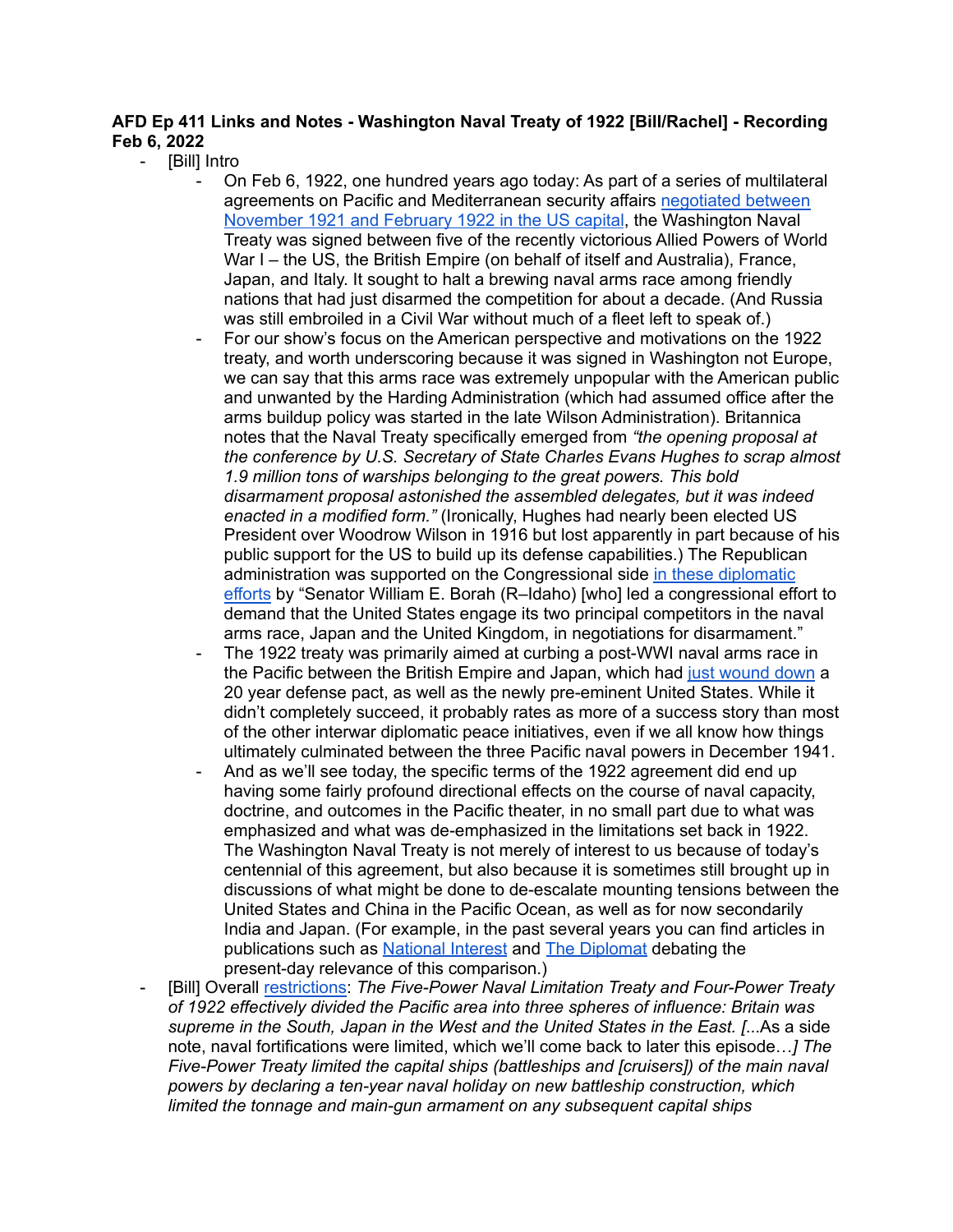**AFD Ep 411 Links and Notes - Washington Naval Treaty of 1922 [Bill/Rachel] - Recording Feb 6, 2022**

- [Bill] Intro
  - On Feb 6, 1922, one hundred years ago today: As part of a series of multilateral agreements on Pacific and Mediterranean security affairs negotiated between November 1921 and February 1922 in the US capital, the Washington Naval Treaty was signed between five of the recently victorious Allied Powers of World War I – the US, the British Empire (on behalf of itself and Australia), France, Japan, and Italy. It sought to halt a brewing naval arms race among friendly nations that had just disarmed the competition for about a decade. (And Russia was still embroiled in a Civil War without much of a fleet left to speak of.)
  - For our show's focus on the American perspective and motivations on the 1922 treaty, and worth underscoring because it was signed in Washington not Europe, we can say that this arms race was extremely unpopular with the American public and unwanted by the Harding Administration (which had assumed office after the arms buildup policy was started in the late Wilson Administration). Britannica notes that the Naval Treaty specifically emerged from *"the opening proposal at the conference by U.S. Secretary of State Charles Evans Hughes to scrap almost 1.9 million tons of warships belonging to the great powers. This bold disarmament proposal astonished the assembled delegates, but it was indeed enacted in a modified form."* (Ironically, Hughes had nearly been elected US President over Woodrow Wilson in 1916 but lost apparently in part because of his public support for the US to build up its defense capabilities.) The Republican administration was supported on the Congressional side in these diplomatic efforts by "Senator William E. Borah (R–Idaho) [who] led a congressional effort to demand that the United States engage its two principal competitors in the naval arms race, Japan and the United Kingdom, in negotiations for disarmament."
  - The 1922 treaty was primarily aimed at curbing a post-WWI naval arms race in the Pacific between the British Empire and Japan, which had just wound down a 20 year defense pact, as well as the newly pre-eminent United States. While it didn't completely succeed, it probably rates as more of a success story than most of the other interwar diplomatic peace initiatives, even if we all know how things ultimately culminated between the three Pacific naval powers in December 1941.
  - And as we'll see today, the specific terms of the 1922 agreement did end up having some fairly profound directional effects on the course of naval capacity, doctrine, and outcomes in the Pacific theater, in no small part due to what was emphasized and what was de-emphasized in the limitations set back in 1922. The Washington Naval Treaty is not merely of interest to us because of today's centennial of this agreement, but also because it is sometimes still brought up in discussions of what might be done to de-escalate mounting tensions between the United States and China in the Pacific Ocean, as well as for now secondarily India and Japan. (For example, in the past several years you can find articles in publications such as National Interest and The Diplomat debating the present-day relevance of this comparison.)
- [Bill] Overall restrictions: *The Five-Power Naval Limitation Treaty and Four-Power Treaty of 1922 effectively divided the Pacific area into three spheres of influence: Britain was supreme in the South, Japan in the West and the United States in the East. [...*As a side note, naval fortifications were limited, which we'll come back to later this episode…*] The Five-Power Treaty limited the capital ships (battleships and [cruisers]) of the main naval powers by declaring a ten-year naval holiday on new battleship construction, which limited the tonnage and main-gun armament on any subsequent capital ships*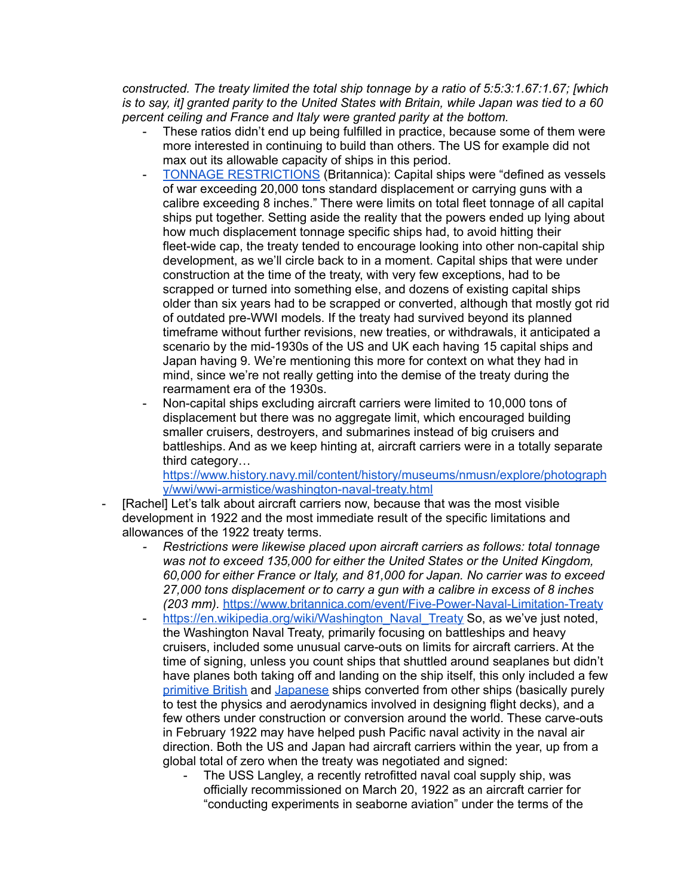*constructed. The treaty limited the total ship tonnage by a ratio of 5:5:3:1.67:1.67; [which is to say, it] granted parity to the United States with Britain, while Japan was tied to a 60 percent ceiling and France and Italy were granted parity at the bottom.*

- These ratios didn't end up being fulfilled in practice, because some of them were more interested in continuing to build than others. The US for example did not max out its allowable capacity of ships in this period.
- [TONNAGE RESTRICTIONS](TONNAGE RESTRICTIONS) (Britannica): Capital ships were "defined as vessels of war exceeding 20,000 tons standard displacement or carrying guns with a calibre exceeding 8 inches." There were limits on total fleet tonnage of all capital ships put together. Setting aside the reality that the powers ended up lying about how much displacement tonnage specific ships had, to avoid hitting their fleet-wide cap, the treaty tended to encourage looking into other non-capital ship development, as we'll circle back to in a moment. Capital ships that were under construction at the time of the treaty, with very few exceptions, had to be scrapped or turned into something else, and dozens of existing capital ships older than six years had to be scrapped or converted, although that mostly got rid of outdated pre-WWI models. If the treaty had survived beyond its planned timeframe without further revisions, new treaties, or withdrawals, it anticipated a scenario by the mid-1930s of the US and UK each having 15 capital ships and Japan having 9. We're mentioning this more for context on what they had in mind, since we're not really getting into the demise of the treaty during the rearmament era of the 1930s.
- Non-capital ships excluding aircraft carriers were limited to 10,000 tons of displacement but there was no aggregate limit, which encouraged building smaller cruisers, destroyers, and submarines instead of big cruisers and battleships. And as we keep hinting at, aircraft carriers were in a totally separate third category… https://www.history.navy.mil/content/history/museums/nmusn/explore/photography/wwi/wwi-armistice/washington-naval-treaty.html

- [Rachel] Let's talk about aircraft carriers now, because that was the most visible development in 1922 and the most immediate result of the specific limitations and allowances of the 1922 treaty terms.
  - *Restrictions were likewise placed upon aircraft carriers as follows: total tonnage was not to exceed 135,000 for either the United States or the United Kingdom, 60,000 for either France or Italy, and 81,000 for Japan. No carrier was to exceed 27,000 tons displacement or to carry a gun with a calibre in excess of 8 inches (203 mm).* https://www.britannica.com/event/Five-Power-Naval-Limitation-Treaty
  - https://en.wikipedia.org/wiki/Washington_Naval_Treaty So, as we've just noted, the Washington Naval Treaty, primarily focusing on battleships and heavy cruisers, included some unusual carve-outs on limits for aircraft carriers. At the time of signing, unless you count ships that shuttled around seaplanes but didn't have planes both taking off and landing on the ship itself, this only included a few [primitive British](primitive British) and [Japanese](Japanese) ships converted from other ships (basically purely to test the physics and aerodynamics involved in designing flight decks), and a few others under construction or conversion around the world. These carve-outs in February 1922 may have helped push Pacific naval activity in the naval air direction. Both the US and Japan had aircraft carriers within the year, up from a global total of zero when the treaty was negotiated and signed:
    - The USS Langley, a recently retrofitted naval coal supply ship, was officially recommissioned on March 20, 1922 as an aircraft carrier for "conducting experiments in seaborne aviation" under the terms of the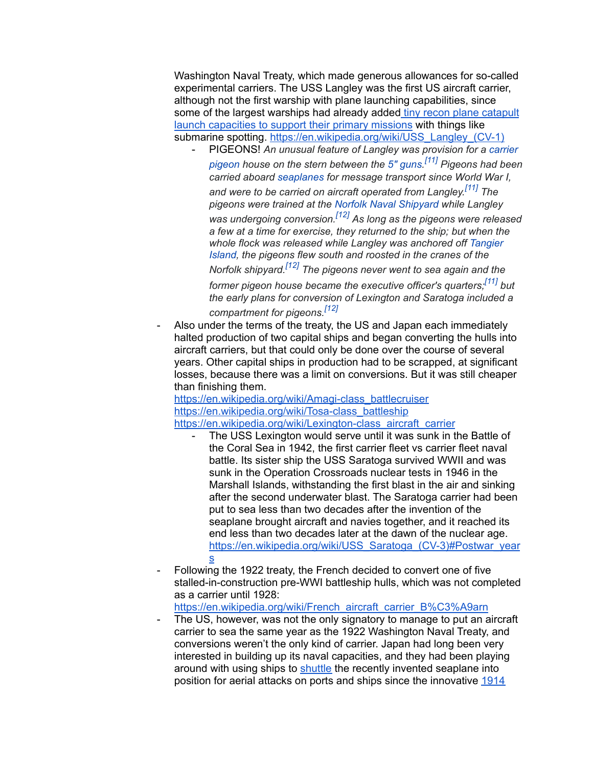Washington Naval Treaty, which made generous allowances for so-called experimental carriers. The USS Langley was the first US aircraft carrier, although not the first warship with plane launching capabilities, since some of the largest warships had already added [tiny recon plane catapult launch capacities to support their primary missions] with things like submarine spotting. https://en.wikipedia.org/wiki/USS_Langley_(CV-1)

- PIGEONS! *An unusual feature of Langley was provision for a carrier pigeon house on the stern between the 5" guns.[11] Pigeons had been carried aboard seaplanes for message transport since World War I, and were to be carried on aircraft operated from Langley.[11] The pigeons were trained at the Norfolk Naval Shipyard while Langley was undergoing conversion.[12] As long as the pigeons were released a few at a time for exercise, they returned to the ship; but when the whole flock was released while Langley was anchored off Tangier Island, the pigeons flew south and roosted in the cranes of the Norfolk shipyard.[12] The pigeons never went to sea again and the former pigeon house became the executive officer's quarters;[11] but the early plans for conversion of Lexington and Saratoga included a compartment for pigeons.[12]*

- Also under the terms of the treaty, the US and Japan each immediately halted production of two capital ships and began converting the hulls into aircraft carriers, but that could only be done over the course of several years. Other capital ships in production had to be scrapped, at significant losses, because there was a limit on conversions. But it was still cheaper than finishing them.
  https://en.wikipedia.org/wiki/Amagi-class_battlecruiser
  https://en.wikipedia.org/wiki/Tosa-class_battleship
  https://en.wikipedia.org/wiki/Lexington-class_aircraft_carrier
    - The USS Lexington would serve until it was sunk in the Battle of the Coral Sea in 1942, the first carrier fleet vs carrier fleet naval battle. Its sister ship the USS Saratoga survived WWII and was sunk in the Operation Crossroads nuclear tests in 1946 in the Marshall Islands, withstanding the first blast in the air and sinking after the second underwater blast. The Saratoga carrier had been put to sea less than two decades after the invention of the seaplane brought aircraft and navies together, and it reached its end less than two decades later at the dawn of the nuclear age. https://en.wikipedia.org/wiki/USS_Saratoga_(CV-3)#Postwar_years
- Following the 1922 treaty, the French decided to convert one of five stalled-in-construction pre-WWI battleship hulls, which was not completed as a carrier until 1928:
  https://en.wikipedia.org/wiki/French_aircraft_carrier_B%C3%A9arn
- The US, however, was not the only signatory to manage to put an aircraft carrier to sea the same year as the 1922 Washington Naval Treaty, and conversions weren't the only kind of carrier. Japan had long been very interested in building up its naval capacities, and they had been playing around with using ships to [shuttle] the recently invented seaplane into position for aerial attacks on ports and ships since the innovative [1914]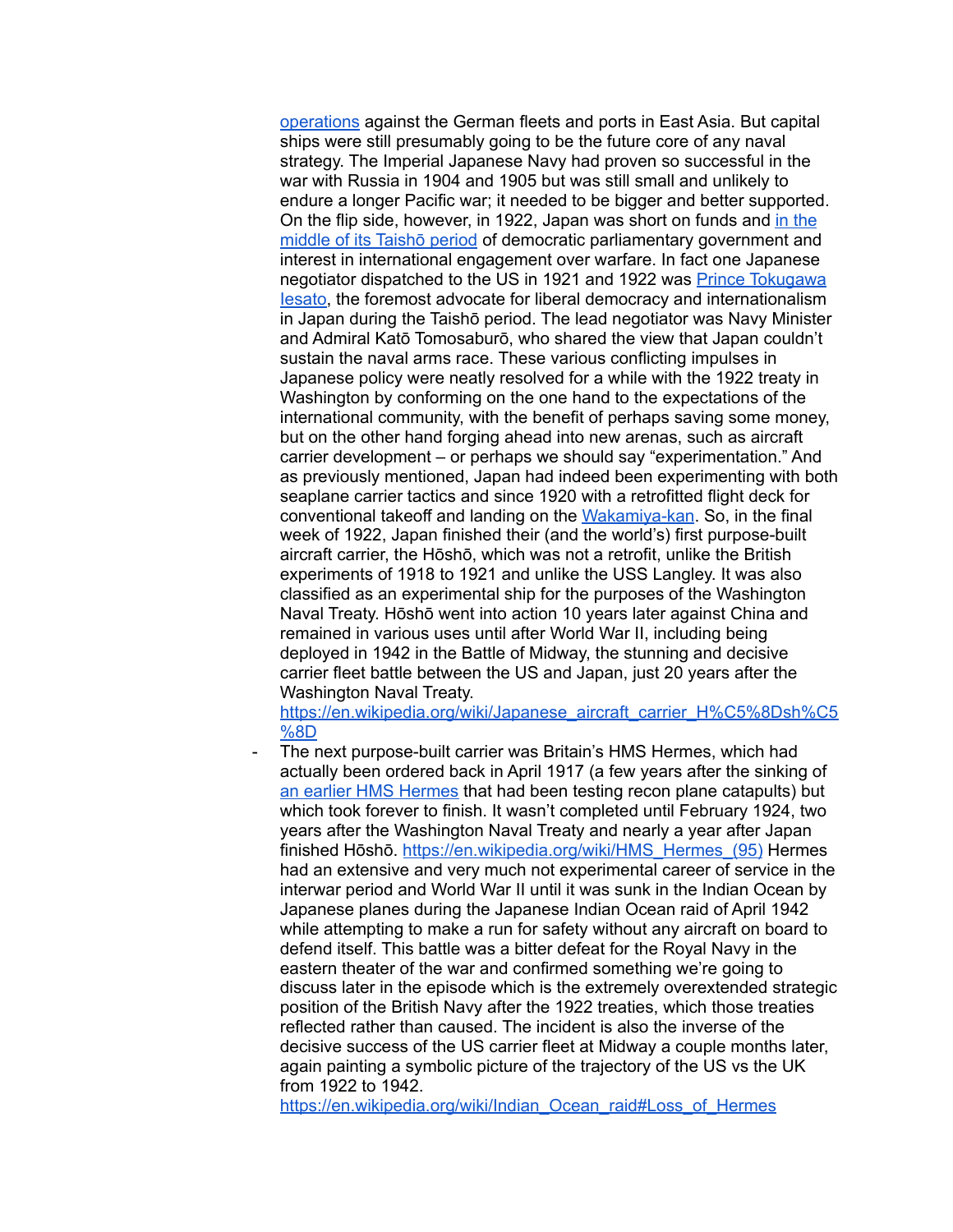[operations](#) against the German fleets and ports in East Asia. But capital ships were still presumably going to be the future core of any naval strategy. The Imperial Japanese Navy had proven so successful in the war with Russia in 1904 and 1905 but was still small and unlikely to endure a longer Pacific war; it needed to be bigger and better supported. On the flip side, however, in 1922, Japan was short on funds and [in the middle of its Taishō period](#) of democratic parliamentary government and interest in international engagement over warfare. In fact one Japanese negotiator dispatched to the US in 1921 and 1922 was [Prince Tokugawa Iesato](#), the foremost advocate for liberal democracy and internationalism in Japan during the Taishō period. The lead negotiator was Navy Minister and Admiral Katō Tomosaburō, who shared the view that Japan couldn't sustain the naval arms race. These various conflicting impulses in Japanese policy were neatly resolved for a while with the 1922 treaty in Washington by conforming on the one hand to the expectations of the international community, with the benefit of perhaps saving some money, but on the other hand forging ahead into new arenas, such as aircraft carrier development – or perhaps we should say "experimentation." And as previously mentioned, Japan had indeed been experimenting with both seaplane carrier tactics and since 1920 with a retrofitted flight deck for conventional takeoff and landing on the [Wakamiya-kan](#). So, in the final week of 1922, Japan finished their (and the world's) first purpose-built aircraft carrier, the Hōshō, which was not a retrofit, unlike the British experiments of 1918 to 1921 and unlike the USS Langley. It was also classified as an experimental ship for the purposes of the Washington Naval Treaty. Hōshō went into action 10 years later against China and remained in various uses until after World War II, including being deployed in 1942 in the Battle of Midway, the stunning and decisive carrier fleet battle between the US and Japan, just 20 years after the Washington Naval Treaty.
https://en.wikipedia.org/wiki/Japanese_aircraft_carrier_H%C5%8Dsh%C5%8D

- The next purpose-built carrier was Britain's HMS Hermes, which had actually been ordered back in April 1917 (a few years after the sinking of [an earlier HMS Hermes](#) that had been testing recon plane catapults) but which took forever to finish. It wasn't completed until February 1924, two years after the Washington Naval Treaty and nearly a year after Japan finished Hōshō. https://en.wikipedia.org/wiki/HMS_Hermes_(95) Hermes had an extensive and very much not experimental career of service in the interwar period and World War II until it was sunk in the Indian Ocean by Japanese planes during the Japanese Indian Ocean raid of April 1942 while attempting to make a run for safety without any aircraft on board to defend itself. This battle was a bitter defeat for the Royal Navy in the eastern theater of the war and confirmed something we're going to discuss later in the episode which is the extremely overextended strategic position of the British Navy after the 1922 treaties, which those treaties reflected rather than caused. The incident is also the inverse of the decisive success of the US carrier fleet at Midway a couple months later, again painting a symbolic picture of the trajectory of the US vs the UK from 1922 to 1942.
https://en.wikipedia.org/wiki/Indian_Ocean_raid#Loss_of_Hermes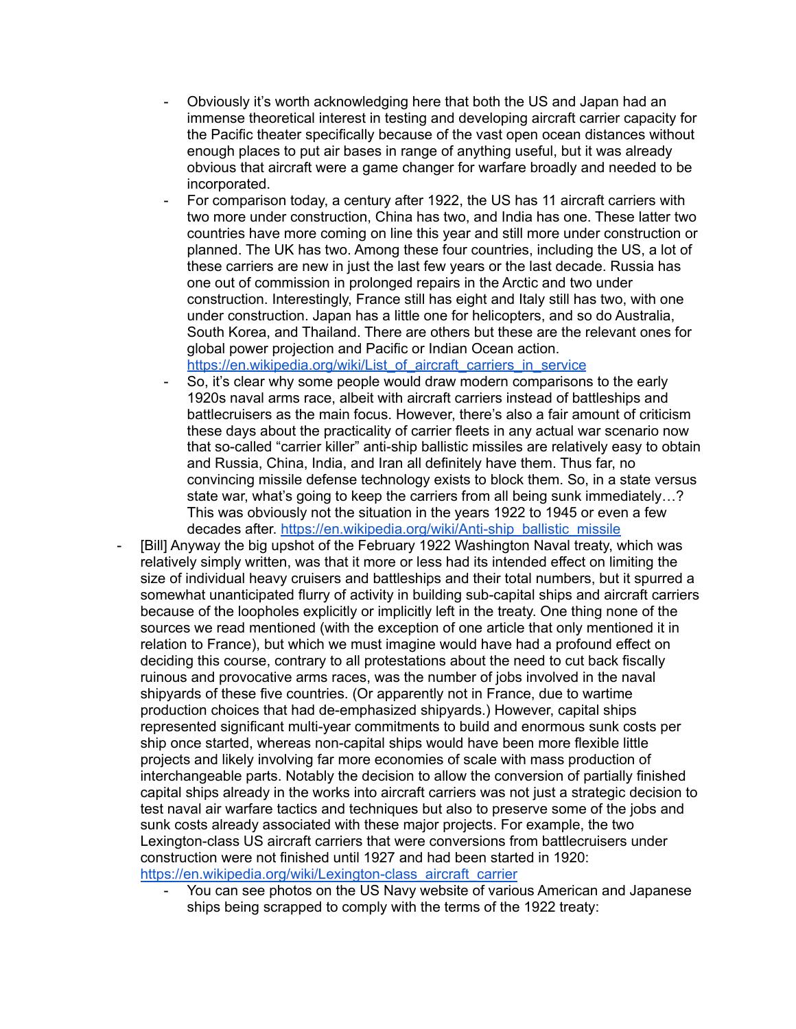- Obviously it's worth acknowledging here that both the US and Japan had an immense theoretical interest in testing and developing aircraft carrier capacity for the Pacific theater specifically because of the vast open ocean distances without enough places to put air bases in range of anything useful, but it was already obvious that aircraft were a game changer for warfare broadly and needed to be incorporated.
    - For comparison today, a century after 1922, the US has 11 aircraft carriers with two more under construction, China has two, and India has one. These latter two countries have more coming on line this year and still more under construction or planned. The UK has two. Among these four countries, including the US, a lot of these carriers are new in just the last few years or the last decade. Russia has one out of commission in prolonged repairs in the Arctic and two under construction. Interestingly, France still has eight and Italy still has two, with one under construction. Japan has a little one for helicopters, and so do Australia, South Korea, and Thailand. There are others but these are the relevant ones for global power projection and Pacific or Indian Ocean action. [https://en.wikipedia.org/wiki/List_of_aircraft_carriers_in_service](https://en.wikipedia.org/wiki/List_of_aircraft_carriers_in_service)
    - So, it's clear why some people would draw modern comparisons to the early 1920s naval arms race, albeit with aircraft carriers instead of battleships and battlecruisers as the main focus. However, there's also a fair amount of criticism these days about the practicality of carrier fleets in any actual war scenario now that so-called "carrier killer" anti-ship ballistic missiles are relatively easy to obtain and Russia, China, India, and Iran all definitely have them. Thus far, no convincing missile defense technology exists to block them. So, in a state versus state war, what's going to keep the carriers from all being sunk immediately…? This was obviously not the situation in the years 1922 to 1945 or even a few decades after. [https://en.wikipedia.org/wiki/Anti-ship_ballistic_missile](https://en.wikipedia.org/wiki/Anti-ship_ballistic_missile)
- [Bill] Anyway the big upshot of the February 1922 Washington Naval treaty, which was relatively simply written, was that it more or less had its intended effect on limiting the size of individual heavy cruisers and battleships and their total numbers, but it spurred a somewhat unanticipated flurry of activity in building sub-capital ships and aircraft carriers because of the loopholes explicitly or implicitly left in the treaty. One thing none of the sources we read mentioned (with the exception of one article that only mentioned it in relation to France), but which we must imagine would have had a profound effect on deciding this course, contrary to all protestations about the need to cut back fiscally ruinous and provocative arms races, was the number of jobs involved in the naval shipyards of these five countries. (Or apparently not in France, due to wartime production choices that had de-emphasized shipyards.) However, capital ships represented significant multi-year commitments to build and enormous sunk costs per ship once started, whereas non-capital ships would have been more flexible little projects and likely involving far more economies of scale with mass production of interchangeable parts. Notably the decision to allow the conversion of partially finished capital ships already in the works into aircraft carriers was not just a strategic decision to test naval air warfare tactics and techniques but also to preserve some of the jobs and sunk costs already associated with these major projects. For example, the two Lexington-class US aircraft carriers that were conversions from battlecruisers under construction were not finished until 1927 and had been started in 1920: [https://en.wikipedia.org/wiki/Lexington-class_aircraft_carrier](https://en.wikipedia.org/wiki/Lexington-class_aircraft_carrier)
    - You can see photos on the US Navy website of various American and Japanese ships being scrapped to comply with the terms of the 1922 treaty: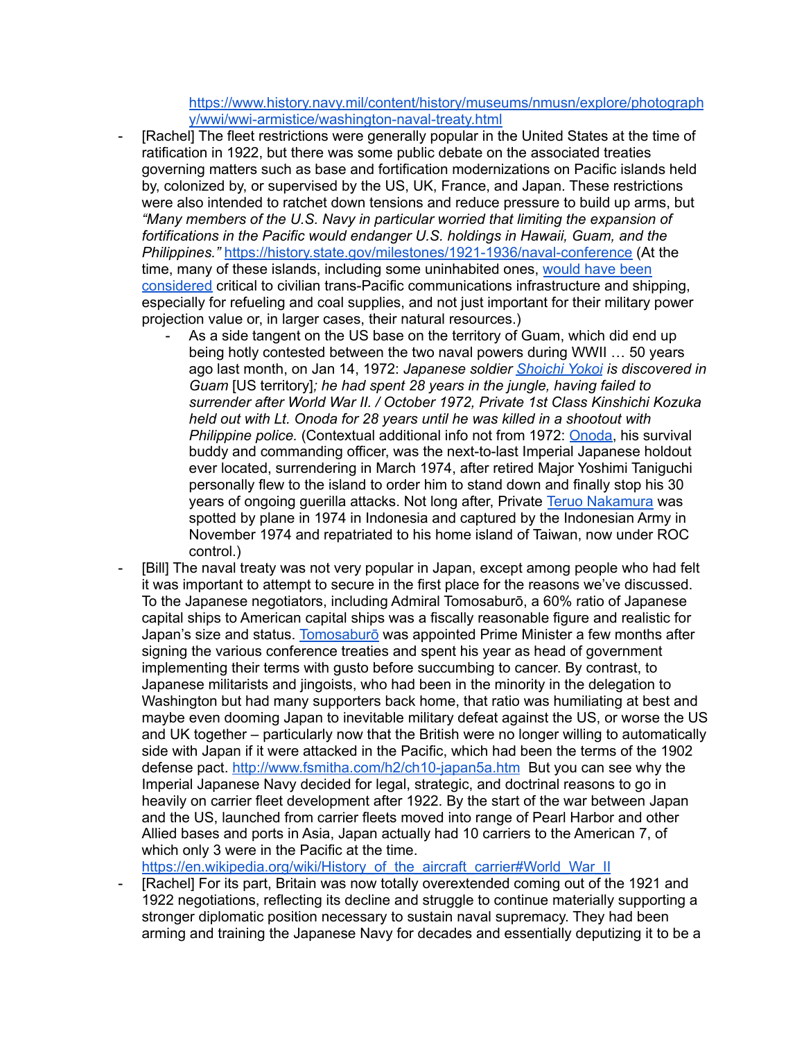https://www.history.navy.mil/content/history/museums/nmusn/explore/photography/wwi/wwi-armistice/washington-naval-treaty.html

- [Rachel] The fleet restrictions were generally popular in the United States at the time of ratification in 1922, but there was some public debate on the associated treaties governing matters such as base and fortification modernizations on Pacific islands held by, colonized by, or supervised by the US, UK, France, and Japan. These restrictions were also intended to ratchet down tensions and reduce pressure to build up arms, but *"Many members of the U.S. Navy in particular worried that limiting the expansion of fortifications in the Pacific would endanger U.S. holdings in Hawaii, Guam, and the Philippines."* https://history.state.gov/milestones/1921-1936/naval-conference (At the time, many of these islands, including some uninhabited ones, would have been considered critical to civilian trans-Pacific communications infrastructure and shipping, especially for refueling and coal supplies, and not just important for their military power projection value or, in larger cases, their natural resources.)
    - As a side tangent on the US base on the territory of Guam, which did end up being hotly contested between the two naval powers during WWII … 50 years ago last month, on Jan 14, 1972: *Japanese soldier Shoichi Yokoi is discovered in Guam* [US territory]*; he had spent 28 years in the jungle, having failed to surrender after World War II. / October 1972, Private 1st Class Kinshichi Kozuka held out with Lt. Onoda for 28 years until he was killed in a shootout with Philippine police.* (Contextual additional info not from 1972: Onoda, his survival buddy and commanding officer, was the next-to-last Imperial Japanese holdout ever located, surrendering in March 1974, after retired Major Yoshimi Taniguchi personally flew to the island to order him to stand down and finally stop his 30 years of ongoing guerilla attacks. Not long after, Private Teruo Nakamura was spotted by plane in 1974 in Indonesia and captured by the Indonesian Army in November 1974 and repatriated to his home island of Taiwan, now under ROC control.)
- [Bill] The naval treaty was not very popular in Japan, except among people who had felt it was important to attempt to secure in the first place for the reasons we've discussed. To the Japanese negotiators, including Admiral Tomosaburō, a 60% ratio of Japanese capital ships to American capital ships was a fiscally reasonable figure and realistic for Japan's size and status. Tomosaburō was appointed Prime Minister a few months after signing the various conference treaties and spent his year as head of government implementing their terms with gusto before succumbing to cancer. By contrast, to Japanese militarists and jingoists, who had been in the minority in the delegation to Washington but had many supporters back home, that ratio was humiliating at best and maybe even dooming Japan to inevitable military defeat against the US, or worse the US and UK together – particularly now that the British were no longer willing to automatically side with Japan if it were attacked in the Pacific, which had been the terms of the 1902 defense pact. http://www.fsmitha.com/h2/ch10-japan5a.htm But you can see why the Imperial Japanese Navy decided for legal, strategic, and doctrinal reasons to go in heavily on carrier fleet development after 1922. By the start of the war between Japan and the US, launched from carrier fleets moved into range of Pearl Harbor and other Allied bases and ports in Asia, Japan actually had 10 carriers to the American 7, of which only 3 were in the Pacific at the time.
https://en.wikipedia.org/wiki/History_of_the_aircraft_carrier#World_War_II
- [Rachel] For its part, Britain was now totally overextended coming out of the 1921 and 1922 negotiations, reflecting its decline and struggle to continue materially supporting a stronger diplomatic position necessary to sustain naval supremacy. They had been arming and training the Japanese Navy for decades and essentially deputizing it to be a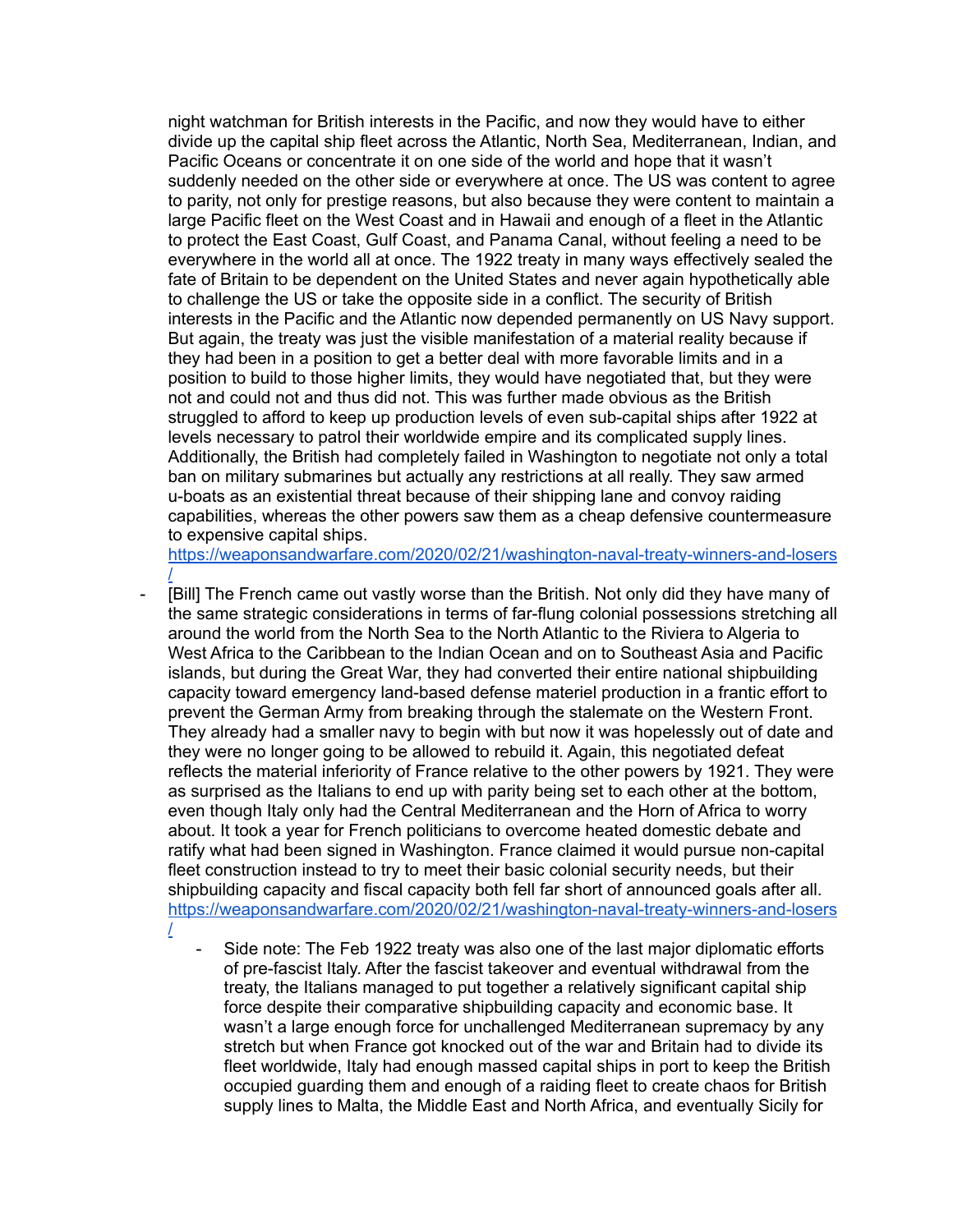night watchman for British interests in the Pacific, and now they would have to either divide up the capital ship fleet across the Atlantic, North Sea, Mediterranean, Indian, and Pacific Oceans or concentrate it on one side of the world and hope that it wasn't suddenly needed on the other side or everywhere at once. The US was content to agree to parity, not only for prestige reasons, but also because they were content to maintain a large Pacific fleet on the West Coast and in Hawaii and enough of a fleet in the Atlantic to protect the East Coast, Gulf Coast, and Panama Canal, without feeling a need to be everywhere in the world all at once. The 1922 treaty in many ways effectively sealed the fate of Britain to be dependent on the United States and never again hypothetically able to challenge the US or take the opposite side in a conflict. The security of British interests in the Pacific and the Atlantic now depended permanently on US Navy support. But again, the treaty was just the visible manifestation of a material reality because if they had been in a position to get a better deal with more favorable limits and in a position to build to those higher limits, they would have negotiated that, but they were not and could not and thus did not. This was further made obvious as the British struggled to afford to keep up production levels of even sub-capital ships after 1922 at levels necessary to patrol their worldwide empire and its complicated supply lines. Additionally, the British had completely failed in Washington to negotiate not only a total ban on military submarines but actually any restrictions at all really. They saw armed u-boats as an existential threat because of their shipping lane and convoy raiding capabilities, whereas the other powers saw them as a cheap defensive countermeasure to expensive capital ships.
[https://weaponsandwarfare.com/2020/02/21/washington-naval-treaty-winners-and-losers/](https://weaponsandwarfare.com/2020/02/21/washington-naval-treaty-winners-and-losers/)

- [Bill] The French came out vastly worse than the British. Not only did they have many of the same strategic considerations in terms of far-flung colonial possessions stretching all around the world from the North Sea to the North Atlantic to the Riviera to Algeria to West Africa to the Caribbean to the Indian Ocean and on to Southeast Asia and Pacific islands, but during the Great War, they had converted their entire national shipbuilding capacity toward emergency land-based defense materiel production in a frantic effort to prevent the German Army from breaking through the stalemate on the Western Front. They already had a smaller navy to begin with but now it was hopelessly out of date and they were no longer going to be allowed to rebuild it. Again, this negotiated defeat reflects the material inferiority of France relative to the other powers by 1921. They were as surprised as the Italians to end up with parity being set to each other at the bottom, even though Italy only had the Central Mediterranean and the Horn of Africa to worry about. It took a year for French politicians to overcome heated domestic debate and ratify what had been signed in Washington. France claimed it would pursue non-capital fleet construction instead to try to meet their basic colonial security needs, but their shipbuilding capacity and fiscal capacity both fell far short of announced goals after all.
[https://weaponsandwarfare.com/2020/02/21/washington-naval-treaty-winners-and-losers/](https://weaponsandwarfare.com/2020/02/21/washington-naval-treaty-winners-and-losers/)
    - Side note: The Feb 1922 treaty was also one of the last major diplomatic efforts of pre-fascist Italy. After the fascist takeover and eventual withdrawal from the treaty, the Italians managed to put together a relatively significant capital ship force despite their comparative shipbuilding capacity and economic base. It wasn't a large enough force for unchallenged Mediterranean supremacy by any stretch but when France got knocked out of the war and Britain had to divide its fleet worldwide, Italy had enough massed capital ships in port to keep the British occupied guarding them and enough of a raiding fleet to create chaos for British supply lines to Malta, the Middle East and North Africa, and eventually Sicily for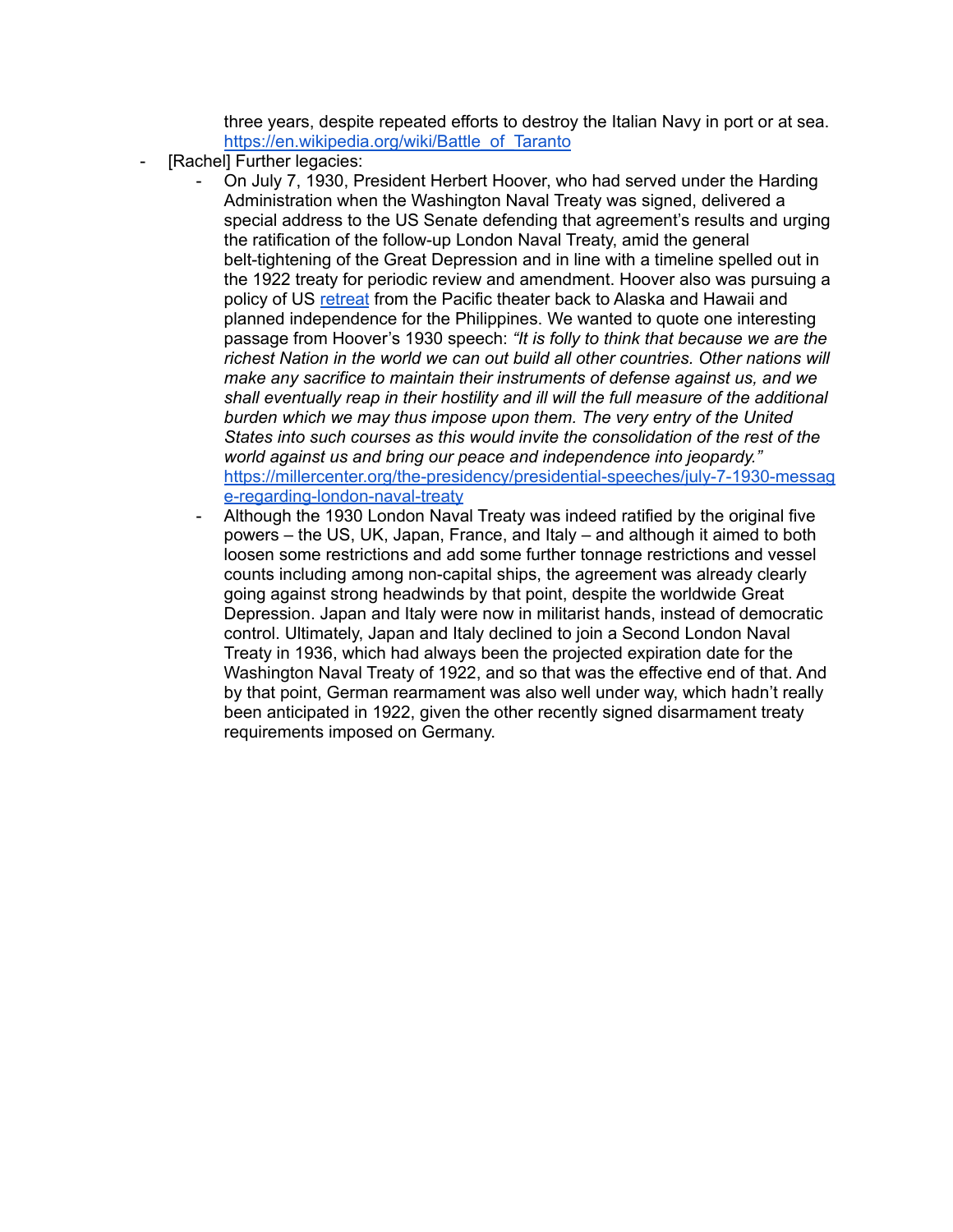three years, despite repeated efforts to destroy the Italian Navy in port or at sea. https://en.wikipedia.org/wiki/Battle_of_Taranto

- [Rachel] Further legacies:
  - On July 7, 1930, President Herbert Hoover, who had served under the Harding Administration when the Washington Naval Treaty was signed, delivered a special address to the US Senate defending that agreement's results and urging the ratification of the follow-up London Naval Treaty, amid the general belt-tightening of the Great Depression and in line with a timeline spelled out in the 1922 treaty for periodic review and amendment. Hoover also was pursuing a policy of US retreat from the Pacific theater back to Alaska and Hawaii and planned independence for the Philippines. We wanted to quote one interesting passage from Hoover's 1930 speech: *"It is folly to think that because we are the richest Nation in the world we can out build all other countries. Other nations will make any sacrifice to maintain their instruments of defense against us, and we shall eventually reap in their hostility and ill will the full measure of the additional burden which we may thus impose upon them. The very entry of the United States into such courses as this would invite the consolidation of the rest of the world against us and bring our peace and independence into jeopardy."* https://millercenter.org/the-presidency/presidential-speeches/july-7-1930-message-regarding-london-naval-treaty
  - Although the 1930 London Naval Treaty was indeed ratified by the original five powers – the US, UK, Japan, France, and Italy – and although it aimed to both loosen some restrictions and add some further tonnage restrictions and vessel counts including among non-capital ships, the agreement was already clearly going against strong headwinds by that point, despite the worldwide Great Depression. Japan and Italy were now in militarist hands, instead of democratic control. Ultimately, Japan and Italy declined to join a Second London Naval Treaty in 1936, which had always been the projected expiration date for the Washington Naval Treaty of 1922, and so that was the effective end of that. And by that point, German rearmament was also well under way, which hadn't really been anticipated in 1922, given the other recently signed disarmament treaty requirements imposed on Germany.